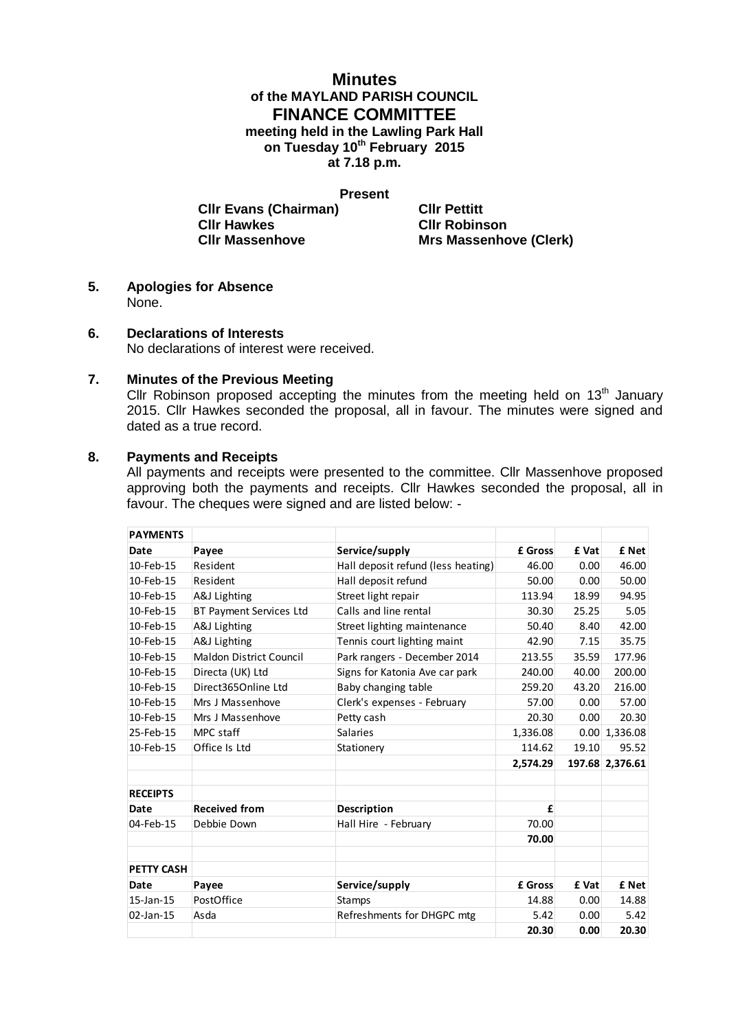# Minutes

## of the MAYLAND PARISH COUNCIL

## FINANCE COMMITTEE

**meeting held in the Lawling Park Hall**
**on Tuesday 10th February 2015**
**at 7.18 p.m.**

**Present**

**Cllr Evans (Chairman)**
**Cllr Hawkes**
**Cllr Massenhove**
**Cllr Pettitt**
**Cllr Robinson**
**Mrs Massenhove (Clerk)**

### 5. Apologies for Absence

None.

### 6. Declarations of Interests

No declarations of interest were received.

### 7. Minutes of the Previous Meeting

Cllr Robinson proposed accepting the minutes from the meeting held on 13th January 2015. Cllr Hawkes seconded the proposal, all in favour. The minutes were signed and dated as a true record.

### 8. Payments and Receipts

All payments and receipts were presented to the committee. Cllr Massenhove proposed approving both the payments and receipts. Cllr Hawkes seconded the proposal, all in favour. The cheques were signed and are listed below: -

| **PAYMENTS** | | | | | |
|---|---|---|---|---|---|
| **Date** | **Payee** | **Service/supply** | **£ Gross** | **£ Vat** | **£ Net** |
| 10-Feb-15 | Resident | Hall deposit refund (less heating) | 46.00 | 0.00 | 46.00 |
| 10-Feb-15 | Resident | Hall deposit refund | 50.00 | 0.00 | 50.00 |
| 10-Feb-15 | A&J Lighting | Street light repair | 113.94 | 18.99 | 94.95 |
| 10-Feb-15 | BT Payment Services Ltd | Calls and line rental | 30.30 | 25.25 | 5.05 |
| 10-Feb-15 | A&J Lighting | Street lighting maintenance | 50.40 | 8.40 | 42.00 |
| 10-Feb-15 | A&J Lighting | Tennis court lighting maint | 42.90 | 7.15 | 35.75 |
| 10-Feb-15 | Maldon District Council | Park rangers - December 2014 | 213.55 | 35.59 | 177.96 |
| 10-Feb-15 | Directa (UK) Ltd | Signs for Katonia Ave car park | 240.00 | 40.00 | 200.00 |
| 10-Feb-15 | Direct365Online Ltd | Baby changing table | 259.20 | 43.20 | 216.00 |
| 10-Feb-15 | Mrs J Massenhove | Clerk's expenses - February | 57.00 | 0.00 | 57.00 |
| 10-Feb-15 | Mrs J Massenhove | Petty cash | 20.30 | 0.00 | 20.30 |
| 25-Feb-15 | MPC staff | Salaries | 1,336.08 | 0.00 | 1,336.08 |
| 10-Feb-15 | Office Is Ltd | Stationery | 114.62 | 19.10 | 95.52 |
| | | | **2,574.29** | **197.68** | **2,376.61** |
| | | | | | |
| **RECEIPTS** | | | | | |
| **Date** | **Received from** | **Description** | **£** | | |
| 04-Feb-15 | Debbie Down | Hall Hire - February | 70.00 | | |
| | | | **70.00** | | |
| | | | | | |
| **PETTY CASH** | | | | | |
| **Date** | **Payee** | **Service/supply** | **£ Gross** | **£ Vat** | **£ Net** |
| 15-Jan-15 | PostOffice | Stamps | 14.88 | 0.00 | 14.88 |
| 02-Jan-15 | Asda | Refreshments for DHGPC mtg | 5.42 | 0.00 | 5.42 |
| | | | **20.30** | **0.00** | **20.30** |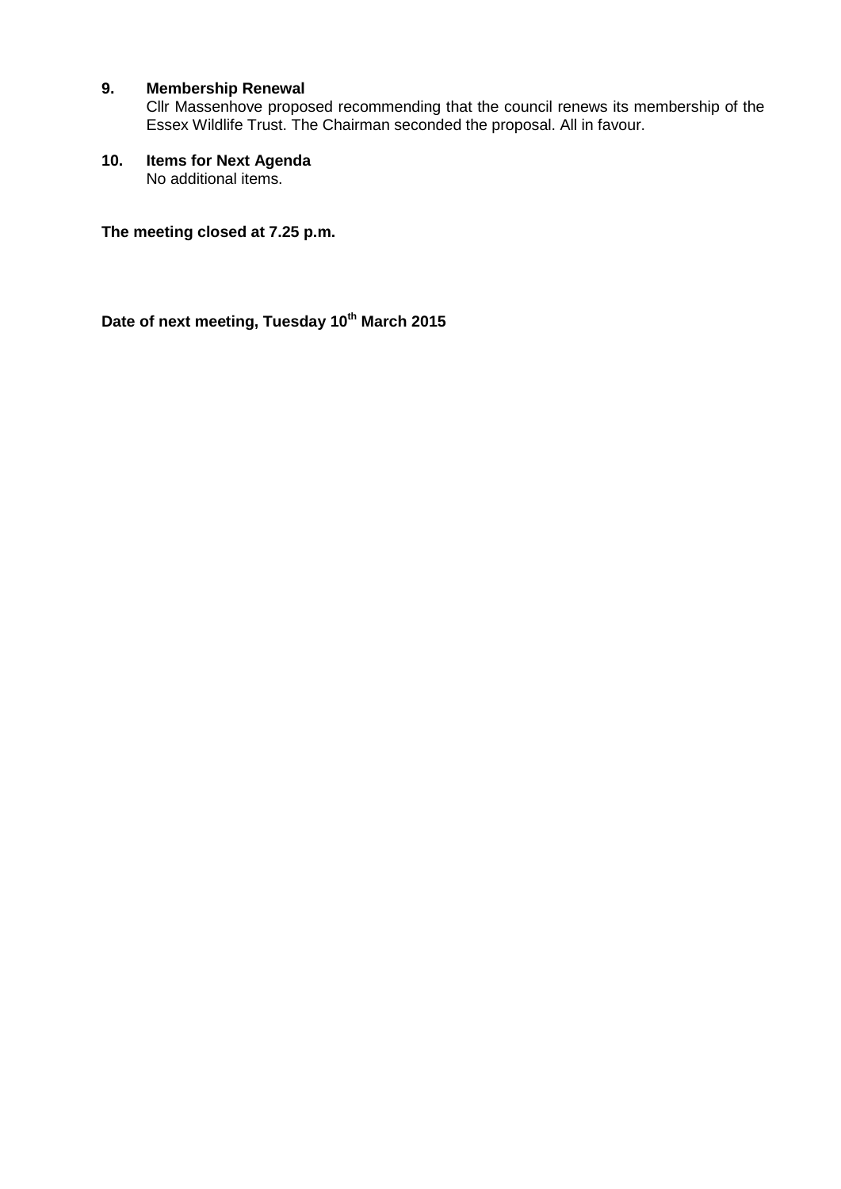**9. Membership Renewal**

Cllr Massenhove proposed recommending that the council renews its membership of the Essex Wildlife Trust. The Chairman seconded the proposal. All in favour.

**10. Items for Next Agenda**

No additional items.

**The meeting closed at 7.25 p.m.**

**Date of next meeting, Tuesday 10th March 2015**